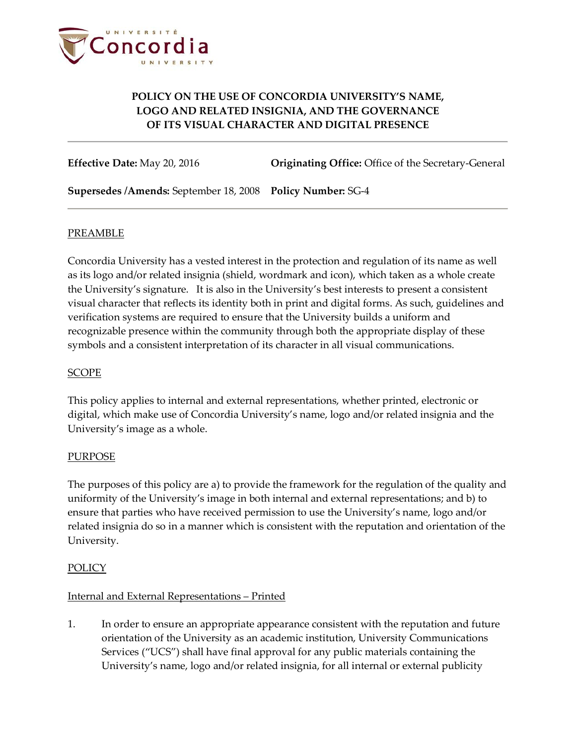# POLICY ON THE USE OF CONCORDIA UNIVERSITY'S NAME, LOGO AND RELATED INSIGNIA, AND THE GOVERNANCE OF ITS VISUAL CHARACTER AND DIGITAL PRESENCE

**Effective Date:** May 20, 2016 **Originating Office:** Office of the Secretary-General

**Supersedes /Amends:** September 18, 2008 **Policy Number:** SG-4

## PREAMBLE

Concordia University has a vested interest in the protection and regulation of its name as well as its logo and/or related insignia (shield, wordmark and icon), which taken as a whole create the University's signature. It is also in the University's best interests to present a consistent visual character that reflects its identity both in print and digital forms. As such, guidelines and verification systems are required to ensure that the University builds a uniform and recognizable presence within the community through both the appropriate display of these symbols and a consistent interpretation of its character in all visual communications.

## SCOPE

This policy applies to internal and external representations, whether printed, electronic or digital, which make use of Concordia University's name, logo and/or related insignia and the University's image as a whole.

## PURPOSE

The purposes of this policy are a) to provide the framework for the regulation of the quality and uniformity of the University's image in both internal and external representations; and b) to ensure that parties who have received permission to use the University's name, logo and/or related insignia do so in a manner which is consistent with the reputation and orientation of the University.

## POLICY

### Internal and External Representations – Printed

1. In order to ensure an appropriate appearance consistent with the reputation and future orientation of the University as an academic institution, University Communications Services ("UCS") shall have final approval for any public materials containing the University's name, logo and/or related insignia, for all internal or external publicity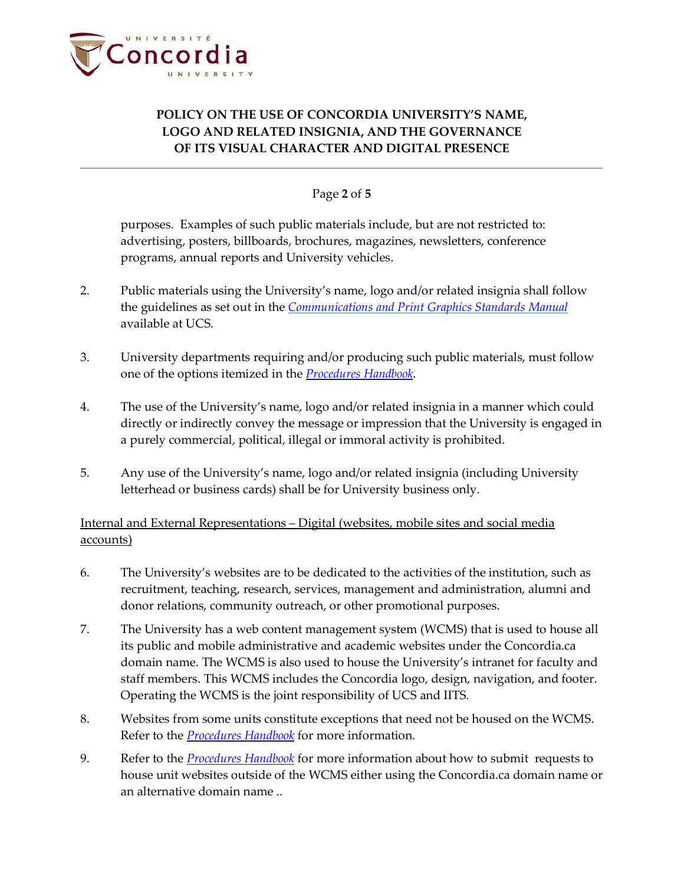purposes. Examples of such public materials include, but are not restricted to: advertising, posters, billboards, brochures, magazines, newsletters, conference programs, annual reports and University vehicles.

2. Public materials using the University's name, logo and/or related insignia shall follow the guidelines as set out in the *Communications and Print Graphics Standards Manual* available at UCS.

3. University departments requiring and/or producing such public materials, must follow one of the options itemized in the *Procedures Handbook*.

4. The use of the University's name, logo and/or related insignia in a manner which could directly or indirectly convey the message or impression that the University is engaged in a purely commercial, political, illegal or immoral activity is prohibited.

5. Any use of the University's name, logo and/or related insignia (including University letterhead or business cards) shall be for University business only.

<u>Internal and External Representations – Digital (websites, mobile sites and social media accounts)</u>

6. The University's websites are to be dedicated to the activities of the institution, such as recruitment, teaching, research, services, management and administration, alumni and donor relations, community outreach, or other promotional purposes.

7. The University has a web content management system (WCMS) that is used to house all its public and mobile administrative and academic websites under the Concordia.ca domain name. The WCMS is also used to house the University's intranet for faculty and staff members. This WCMS includes the Concordia logo, design, navigation, and footer. Operating the WCMS is the joint responsibility of UCS and IITS.

8. Websites from some units constitute exceptions that need not be housed on the WCMS. Refer to the *Procedures Handbook* for more information.

9. Refer to the *Procedures Handbook* for more information about how to submit requests to house unit websites outside of the WCMS either using the Concordia.ca domain name or an alternative domain name ..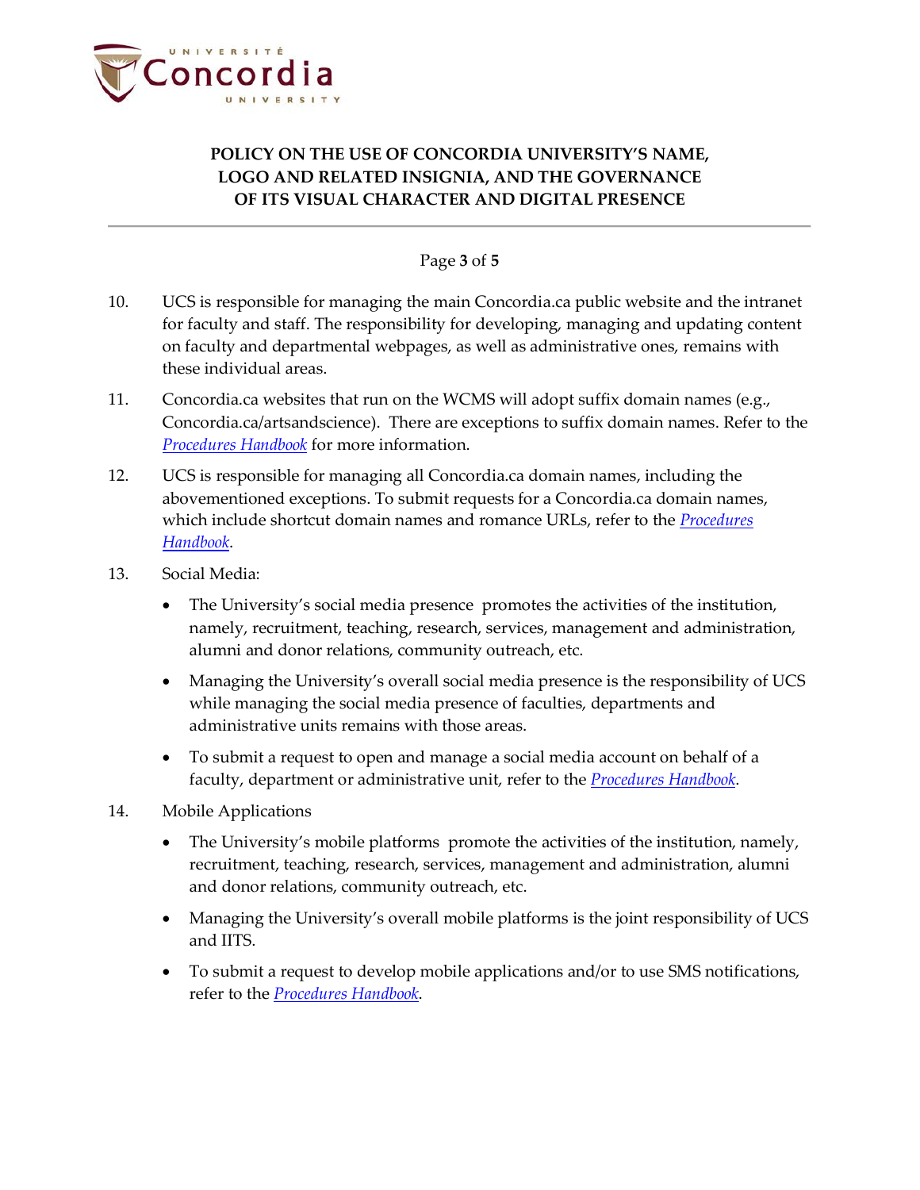10. UCS is responsible for managing the main Concordia.ca public website and the intranet for faculty and staff. The responsibility for developing, managing and updating content on faculty and departmental webpages, as well as administrative ones, remains with these individual areas.

11. Concordia.ca websites that run on the WCMS will adopt suffix domain names (e.g., Concordia.ca/artsandscience). There are exceptions to suffix domain names. Refer to the *Procedures Handbook* for more information.

12. UCS is responsible for managing all Concordia.ca domain names, including the abovementioned exceptions. To submit requests for a Concordia.ca domain names, which include shortcut domain names and romance URLs, refer to the *Procedures Handbook*.

13. Social Media:

    - The University's social media presence promotes the activities of the institution, namely, recruitment, teaching, research, services, management and administration, alumni and donor relations, community outreach, etc.
    - Managing the University's overall social media presence is the responsibility of UCS while managing the social media presence of faculties, departments and administrative units remains with those areas.
    - To submit a request to open and manage a social media account on behalf of a faculty, department or administrative unit, refer to the *Procedures Handbook*.

14. Mobile Applications

    - The University's mobile platforms promote the activities of the institution, namely, recruitment, teaching, research, services, management and administration, alumni and donor relations, community outreach, etc.
    - Managing the University's overall mobile platforms is the joint responsibility of UCS and IITS.
    - To submit a request to develop mobile applications and/or to use SMS notifications, refer to the *Procedures Handbook*.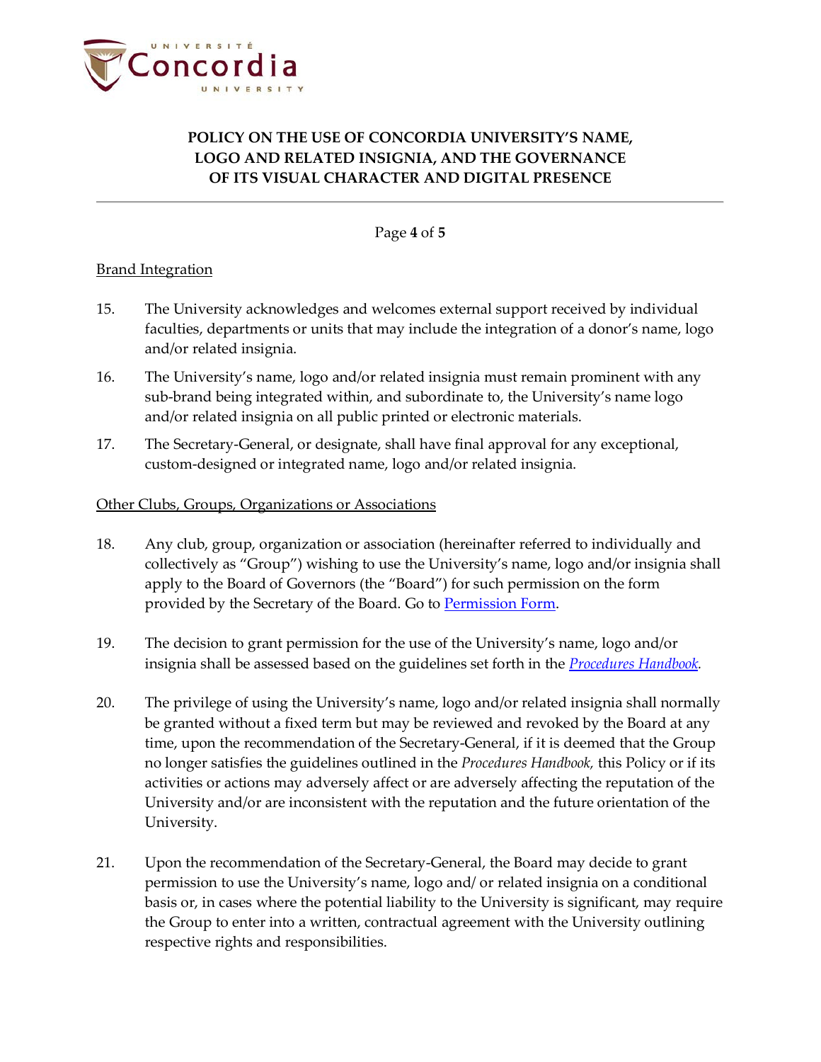## Brand Integration

15. The University acknowledges and welcomes external support received by individual faculties, departments or units that may include the integration of a donor's name, logo and/or related insignia.

16. The University's name, logo and/or related insignia must remain prominent with any sub-brand being integrated within, and subordinate to, the University's name logo and/or related insignia on all public printed or electronic materials.

17. The Secretary-General, or designate, shall have final approval for any exceptional, custom-designed or integrated name, logo and/or related insignia.

## Other Clubs, Groups, Organizations or Associations

18. Any club, group, organization or association (hereinafter referred to individually and collectively as "Group") wishing to use the University's name, logo and/or insignia shall apply to the Board of Governors (the "Board") for such permission on the form provided by the Secretary of the Board. Go to Permission Form.

19. The decision to grant permission for the use of the University's name, logo and/or insignia shall be assessed based on the guidelines set forth in the *Procedures Handbook*.

20. The privilege of using the University's name, logo and/or related insignia shall normally be granted without a fixed term but may be reviewed and revoked by the Board at any time, upon the recommendation of the Secretary-General, if it is deemed that the Group no longer satisfies the guidelines outlined in the *Procedures Handbook,* this Policy or if its activities or actions may adversely affect or are adversely affecting the reputation of the University and/or are inconsistent with the reputation and the future orientation of the University.

21. Upon the recommendation of the Secretary-General, the Board may decide to grant permission to use the University's name, logo and/ or related insignia on a conditional basis or, in cases where the potential liability to the University is significant, may require the Group to enter into a written, contractual agreement with the University outlining respective rights and responsibilities.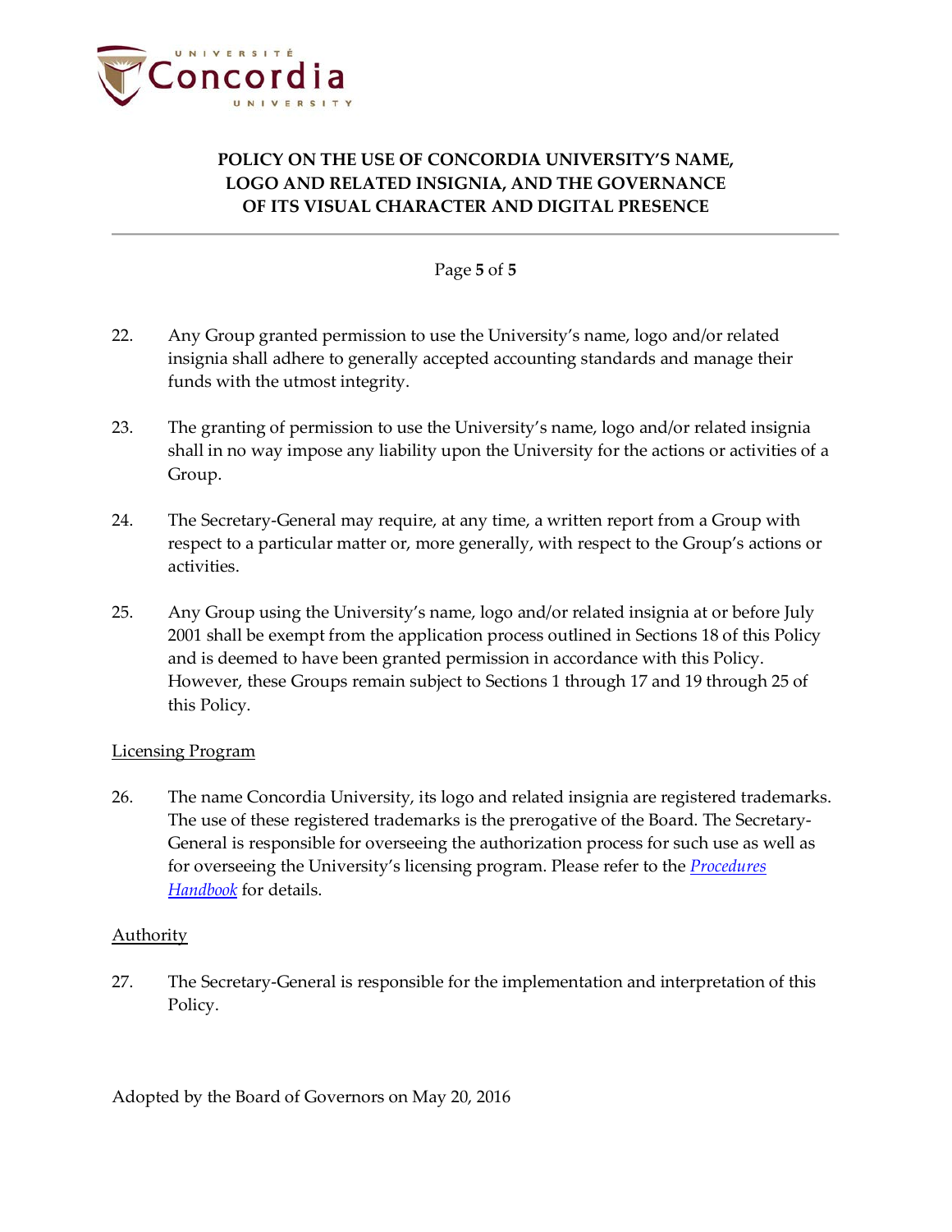22. Any Group granted permission to use the University's name, logo and/or related insignia shall adhere to generally accepted accounting standards and manage their funds with the utmost integrity.

23. The granting of permission to use the University's name, logo and/or related insignia shall in no way impose any liability upon the University for the actions or activities of a Group.

24. The Secretary-General may require, at any time, a written report from a Group with respect to a particular matter or, more generally, with respect to the Group's actions or activities.

25. Any Group using the University's name, logo and/or related insignia at or before July 2001 shall be exempt from the application process outlined in Sections 18 of this Policy and is deemed to have been granted permission in accordance with this Policy. However, these Groups remain subject to Sections 1 through 17 and 19 through 25 of this Policy.

Licensing Program

26. The name Concordia University, its logo and related insignia are registered trademarks. The use of these registered trademarks is the prerogative of the Board. The Secretary-General is responsible for overseeing the authorization process for such use as well as for overseeing the University's licensing program. Please refer to the *Procedures Handbook* for details.

Authority

27. The Secretary-General is responsible for the implementation and interpretation of this Policy.

Adopted by the Board of Governors on May 20, 2016